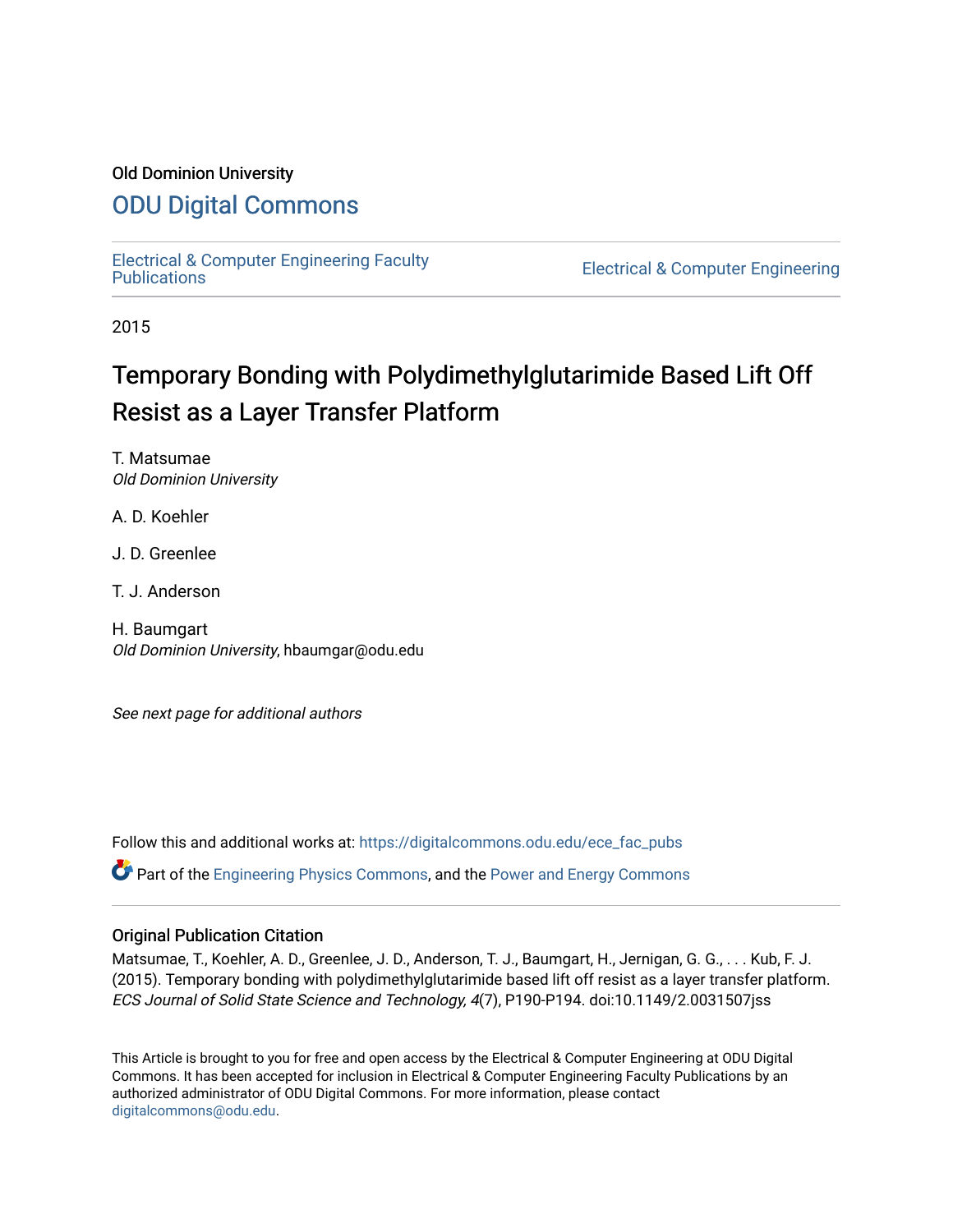Old Dominion University

# ODU Digital Commons

Electrical & Computer Engineering Faculty Publications

Electrical & Computer Engineering

2015

# Temporary Bonding with Polydimethylglutarimide Based Lift Off Resist as a Layer Transfer Platform

T. Matsumae
*Old Dominion University*

A. D. Koehler

J. D. Greenlee

T. J. Anderson

H. Baumgart
*Old Dominion University*, hbaumgar@odu.edu

*See next page for additional authors*

Follow this and additional works at: https://digitalcommons.odu.edu/ece_fac_pubs

Part of the Engineering Physics Commons, and the Power and Energy Commons

## Original Publication Citation

Matsumae, T., Koehler, A. D., Greenlee, J. D., Anderson, T. J., Baumgart, H., Jernigan, G. G., . . . Kub, F. J. (2015). Temporary bonding with polydimethylglutarimide based lift off resist as a layer transfer platform. *ECS Journal of Solid State Science and Technology, 4*(7), P190-P194. doi:10.1149/2.0031507jss

This Article is brought to you for free and open access by the Electrical & Computer Engineering at ODU Digital Commons. It has been accepted for inclusion in Electrical & Computer Engineering Faculty Publications by an authorized administrator of ODU Digital Commons. For more information, please contact digitalcommons@odu.edu.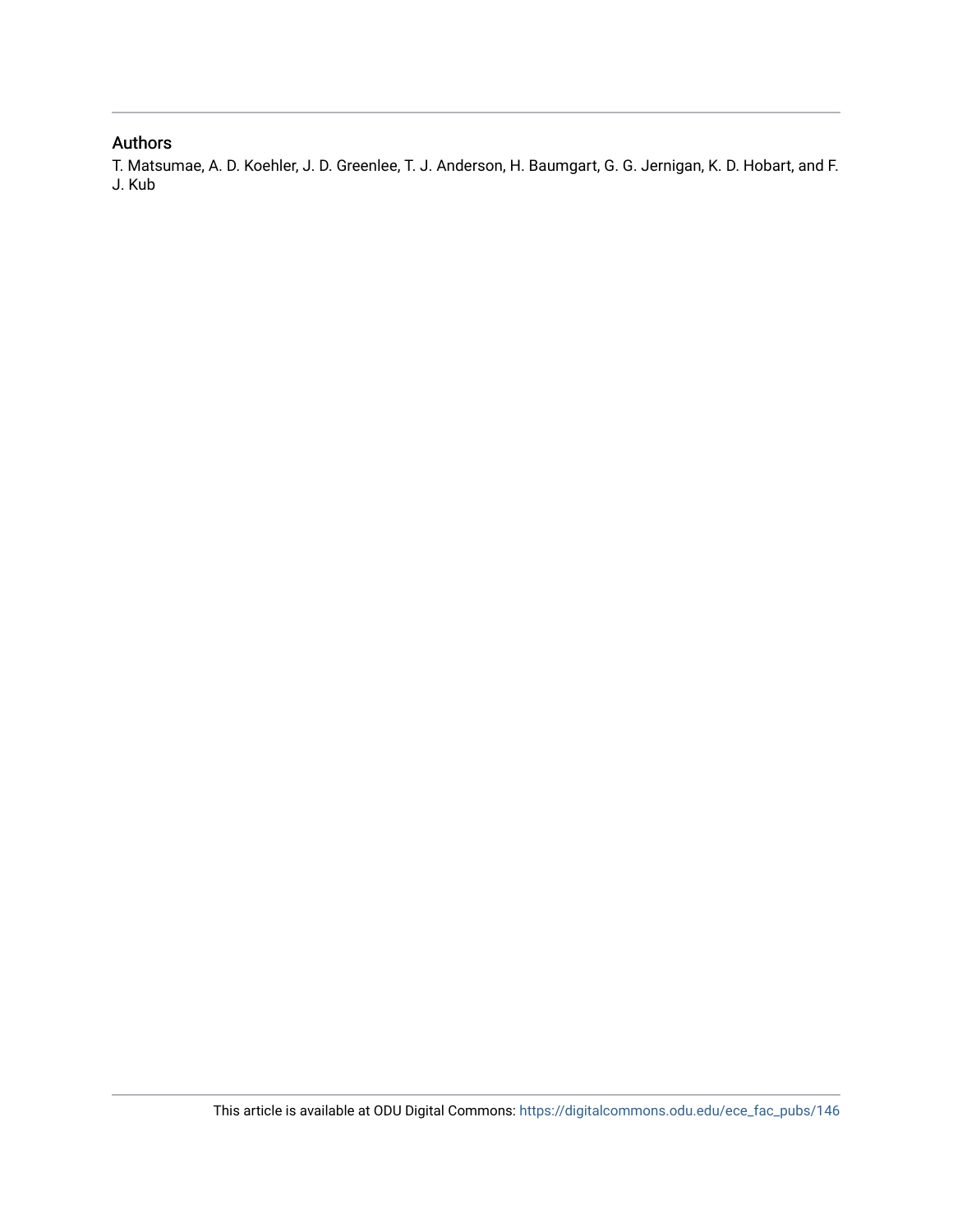## Authors

T. Matsumae, A. D. Koehler, J. D. Greenlee, T. J. Anderson, H. Baumgart, G. G. Jernigan, K. D. Hobart, and F. J. Kub

This article is available at ODU Digital Commons: https://digitalcommons.odu.edu/ece_fac_pubs/146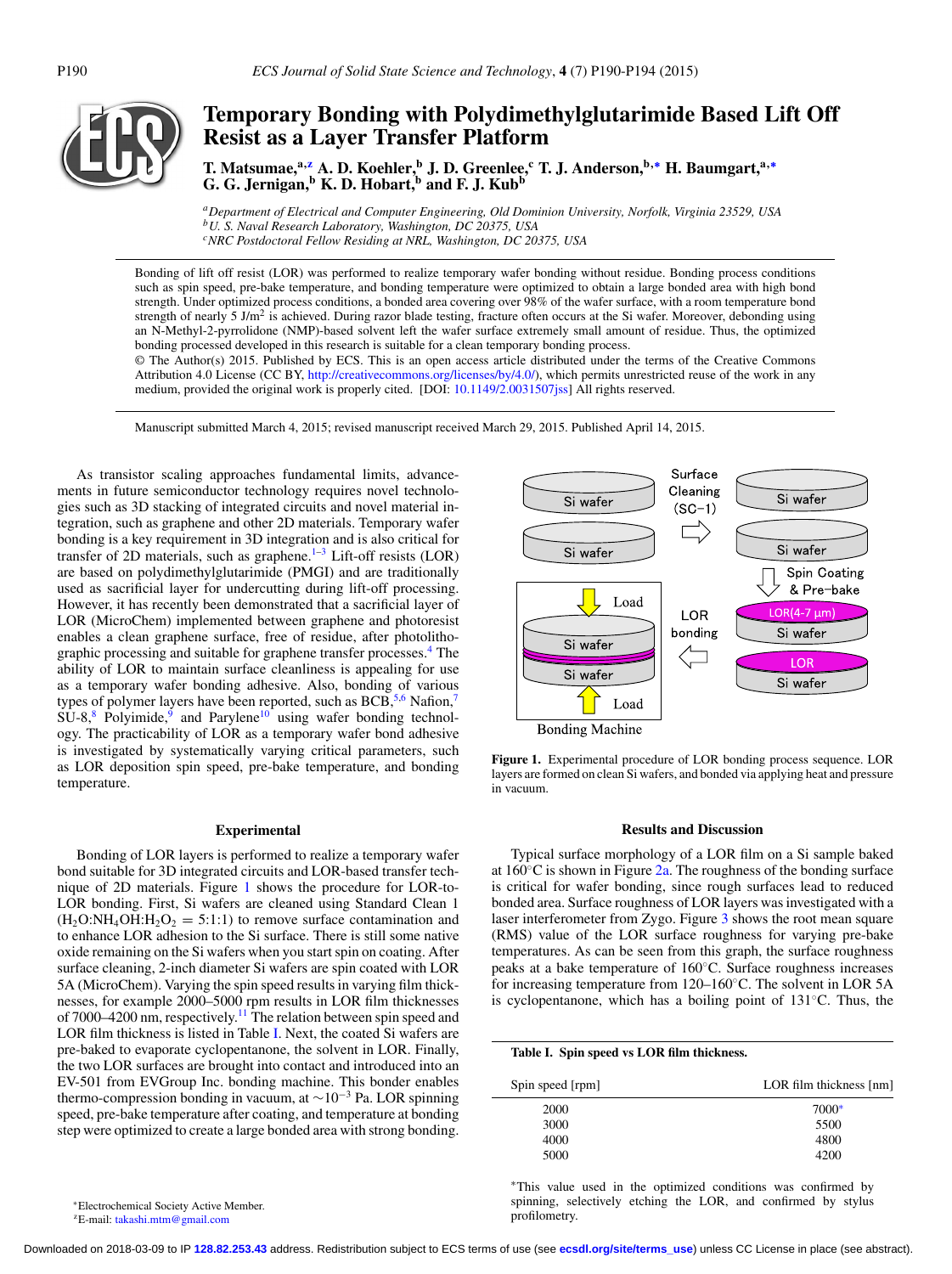# Temporary Bonding with Polydimethylglutarimide Based Lift Off Resist as a Layer Transfer Platform

**T. Matsumae,[a,z] A. D. Koehler,[b] J. D. Greenlee,[c] T. J. Anderson,[b,*] H. Baumgart,[a,*] G. G. Jernigan,[b] K. D. Hobart,[b] and F. J. Kub[b]**

[a]*Department of Electrical and Computer Engineering, Old Dominion University, Norfolk, Virginia 23529, USA*
[b]*U. S. Naval Research Laboratory, Washington, DC 20375, USA*
[c]*NRC Postdoctoral Fellow Residing at NRL, Washington, DC 20375, USA*

Bonding of lift off resist (LOR) was performed to realize temporary wafer bonding without residue. Bonding process conditions such as spin speed, pre-bake temperature, and bonding temperature were optimized to obtain a large bonded area with high bond strength. Under optimized process conditions, a bonded area covering over 98% of the wafer surface, with a room temperature bond strength of nearly 5 $J/m^2$ is achieved. During razor blade testing, fracture often occurs at the Si wafer. Moreover, debonding using an N-Methyl-2-pyrrolidone (NMP)-based solvent left the wafer surface extremely small amount of residue. Thus, the optimized bonding processed developed in this research is suitable for a clean temporary bonding process.

© The Author(s) 2015. Published by ECS. This is an open access article distributed under the terms of the Creative Commons Attribution 4.0 License (CC BY, http://creativecommons.org/licenses/by/4.0/), which permits unrestricted reuse of the work in any medium, provided the original work is properly cited. [DOI: 10.1149/2.0031507jss] All rights reserved.

Manuscript submitted March 4, 2015; revised manuscript received March 29, 2015. Published April 14, 2015.

As transistor scaling approaches fundamental limits, advancements in future semiconductor technology requires novel technologies such as 3D stacking of integrated circuits and novel material integration, such as graphene and other 2D materials. Temporary wafer bonding is a key requirement in 3D integration and is also critical for transfer of 2D materials, such as graphene.[1–3] Lift-off resists (LOR) are based on polydimethylglutarimide (PMGI) and are traditionally used as sacrificial layer for undercutting during lift-off processing. However, it has recently been demonstrated that a sacrificial layer of LOR (MicroChem) implemented between graphene and photoresist enables a clean graphene surface, free of residue, after photolithographic processing and suitable for graphene transfer processes.[4] The ability of LOR to maintain surface cleanliness is appealing for use as a temporary wafer bonding adhesive. Also, bonding of various types of polymer layers have been reported, such as BCB,[5,6] Nafion,[7] SU-8,[8] Polyimide,[9] and Parylene[10] using wafer bonding technology. The practicability of LOR as a temporary wafer bond adhesive is investigated by systematically varying critical parameters, such as LOR deposition spin speed, pre-bake temperature, and bonding temperature.

## Experimental

Bonding of LOR layers is performed to realize a temporary wafer bond suitable for 3D integrated circuits and LOR-based transfer technique of 2D materials. Figure 1 shows the procedure for LOR-to-LOR bonding. First, Si wafers are cleaned using Standard Clean 1 ($H_2O$:$NH_4OH$:$H_2O_2$ = 5:1:1) to remove surface contamination and to enhance LOR adhesion to the Si surface. There is still some native oxide remaining on the Si wafers when you start spin on coating. After surface cleaning, 2-inch diameter Si wafers are spin coated with LOR 5A (MicroChem). Varying the spin speed results in varying film thicknesses, for example 2000–5000 rpm results in LOR film thicknesses of 7000–4200 nm, respectively.[11] The relation between spin speed and LOR film thickness is listed in Table I. Next, the coated Si wafers are pre-baked to evaporate cyclopentanone, the solvent in LOR. Finally, the two LOR surfaces are brought into contact and introduced into an EV-501 from EVGroup Inc. bonding machine. This bonder enables thermo-compression bonding in vacuum, at $\sim 10^{-3}$ Pa. LOR spinning speed, pre-bake temperature after coating, and temperature at bonding step were optimized to create a large bonded area with strong bonding.

Figure 1. Experimental procedure of LOR bonding process sequence. LOR layers are formed on clean Si wafers, and bonded via applying heat and pressure in vacuum.

## Results and Discussion

Typical surface morphology of a LOR film on a Si sample baked at 160°C is shown in Figure 2a. The roughness of the bonding surface is critical for wafer bonding, since rough surfaces lead to reduced bonded area. Surface roughness of LOR layers was investigated with a laser interferometer from Zygo. Figure 3 shows the root mean square (RMS) value of the LOR surface roughness for varying pre-bake temperatures. As can be seen from this graph, the surface roughness peaks at a bake temperature of 160°C. Surface roughness increases for increasing temperature from 120–160°C. The solvent in LOR 5A is cyclopentanone, which has a boiling point of 131°C. Thus, the

**Table I. Spin speed vs LOR film thickness.**

| Spin speed [rpm] | LOR film thickness [nm] |
|---|---|
| 2000 | 7000* |
| 3000 | 5500 |
| 4000 | 4800 |
| 5000 | 4200 |

*This value used in the optimized conditions was confirmed by spinning, selectively etching the LOR, and confirmed by stylus profilometry.

*Electrochemical Society Active Member.
[z]E-mail: takashi.mtm@gmail.com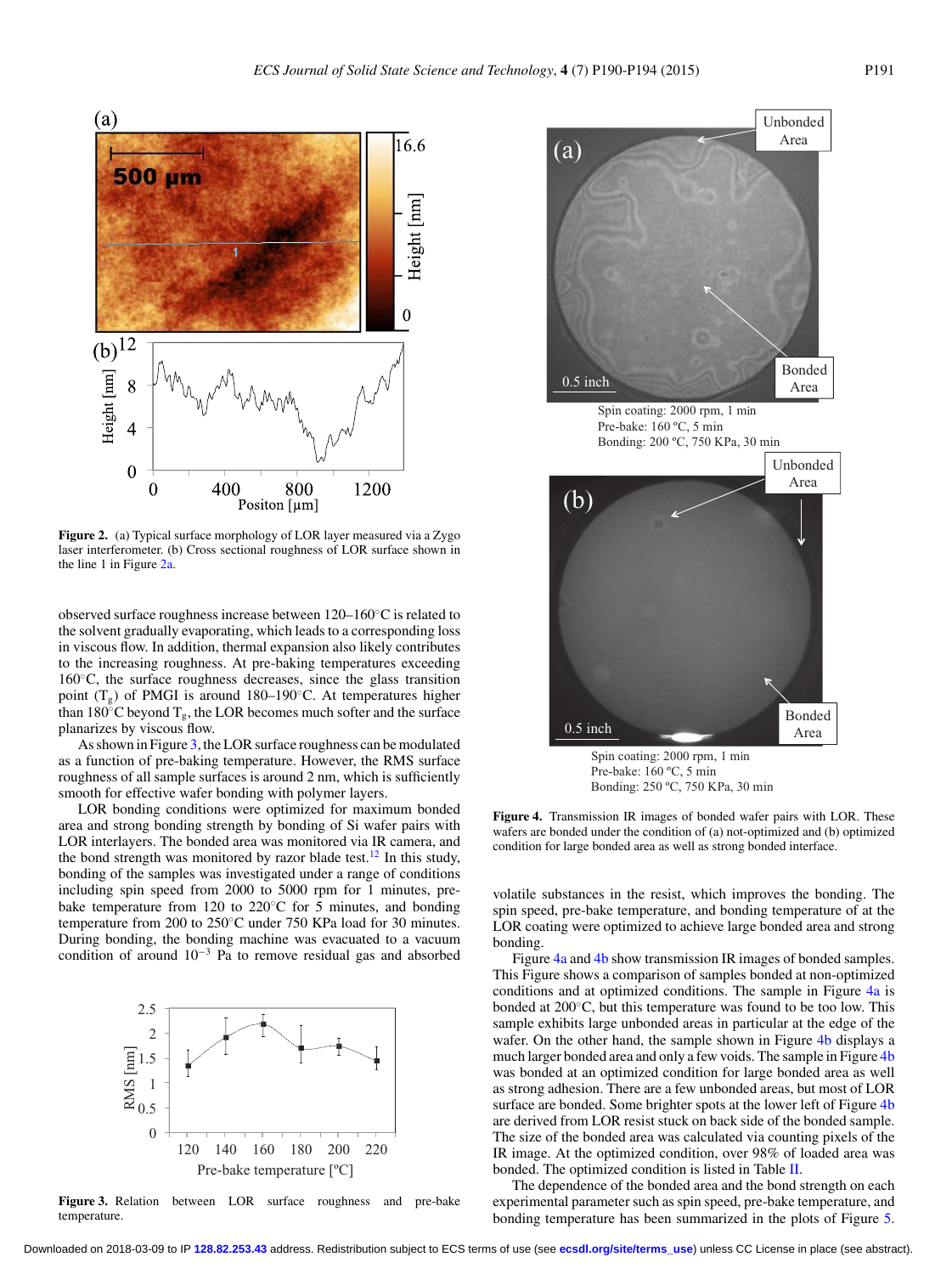**Figure 2.** (a) Typical surface morphology of LOR layer measured via a Zygo laser interferometer. (b) Cross sectional roughness of LOR surface shown in the line 1 in Figure 2a.

observed surface roughness increase between 120–160°C is related to the solvent gradually evaporating, which leads to a corresponding loss in viscous flow. In addition, thermal expansion also likely contributes to the increasing roughness. At pre-baking temperatures exceeding 160°C, the surface roughness decreases, since the glass transition point ($T_g$) of PMGI is around 180–190°C. At temperatures higher than 180°C beyond $T_g$, the LOR becomes much softer and the surface planarizes by viscous flow.

As shown in Figure 3, the LOR surface roughness can be modulated as a function of pre-baking temperature. However, the RMS surface roughness of all sample surfaces is around 2 nm, which is sufficiently smooth for effective wafer bonding with polymer layers.

LOR bonding conditions were optimized for maximum bonded area and strong bonding strength by bonding of Si wafer pairs with LOR interlayers. The bonded area was monitored via IR camera, and the bond strength was monitored by razor blade test.[12] In this study, bonding of the samples was investigated under a range of conditions including spin speed from 2000 to 5000 rpm for 1 minutes, pre-bake temperature from 120 to 220°C for 5 minutes, and bonding temperature from 200 to 250°C under 750 KPa load for 30 minutes. During bonding, the bonding machine was evacuated to a vacuum condition of around $10^{-3}$ Pa to remove residual gas and absorbed volatile substances in the resist, which improves the bonding. The spin speed, pre-bake temperature, and bonding temperature of at the LOR coating were optimized to achieve large bonded area and strong bonding.

**Figure 3.** Relation between LOR surface roughness and pre-bake temperature.

Spin coating: 2000 rpm, 1 min
Pre-bake: 160 ºC, 5 min
Bonding: 200 ºC, 750 KPa, 30 min

Spin coating: 2000 rpm, 1 min
Pre-bake: 160 ºC, 5 min
Bonding: 250 ºC, 750 KPa, 30 min

**Figure 4.** Transmission IR images of bonded wafer pairs with LOR. These wafers are bonded under the condition of (a) not-optimized and (b) optimized condition for large bonded area as well as strong bonded interface.

Figure 4a and 4b show transmission IR images of bonded samples. This Figure shows a comparison of samples bonded at non-optimized conditions and at optimized conditions. The sample in Figure 4a is bonded at 200°C, but this temperature was found to be too low. This sample exhibits large unbonded areas in particular at the edge of the wafer. On the other hand, the sample shown in Figure 4b displays a much larger bonded area and only a few voids. The sample in Figure 4b was bonded at an optimized condition for large bonded area as well as strong adhesion. There are a few unbonded areas, but most of LOR surface are bonded. Some brighter spots at the lower left of Figure 4b are derived from LOR resist stuck on back side of the bonded sample. The size of the bonded area was calculated via counting pixels of the IR image. At the optimized condition, over 98% of loaded area was bonded. The optimized condition is listed in Table II.

The dependence of the bonded area and the bond strength on each experimental parameter such as spin speed, pre-bake temperature, and bonding temperature has been summarized in the plots of Figure 5.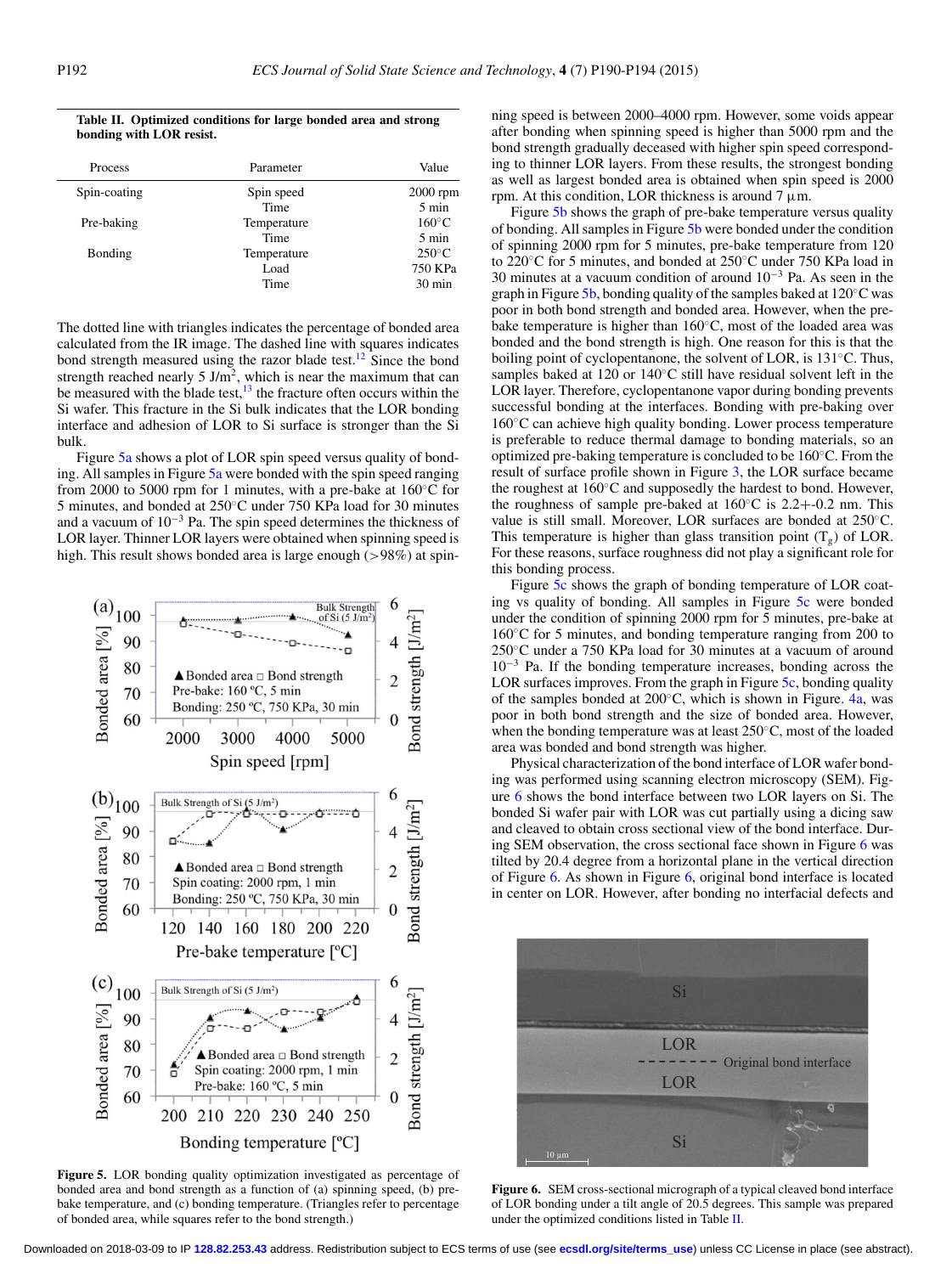**Table II. Optimized conditions for large bonded area and strong bonding with LOR resist.**

| Process | Parameter | Value |
|---|---|---|
| Spin-coating | Spin speed | 2000 rpm |
| | Time | 5 min |
| Pre-baking | Temperature | 160°C |
| | Time | 5 min |
| Bonding | Temperature | 250°C |
| | Load | 750 KPa |
| | Time | 30 min |

The dotted line with triangles indicates the percentage of bonded area calculated from the IR image. The dashed line with squares indicates bond strength measured using the razor blade test.[12] Since the bond strength reached nearly 5 J/m$^2$, which is near the maximum that can be measured with the blade test,[13] the fracture often occurs within the Si wafer. This fracture in the Si bulk indicates that the LOR bonding interface and adhesion of LOR to Si surface is stronger than the Si bulk.

Figure 5a shows a plot of LOR spin speed versus quality of bonding. All samples in Figure 5a were bonded with the spin speed ranging from 2000 to 5000 rpm for 1 minutes, with a pre-bake at 160°C for 5 minutes, and bonded at 250°C under 750 KPa load for 30 minutes and a vacuum of $10^{-3}$ Pa. The spin speed determines the thickness of LOR layer. Thinner LOR layers were obtained when spinning speed is high. This result shows bonded area is large enough (>98%) at spinning speed is between 2000–4000 rpm. However, some voids appear after bonding when spinning speed is higher than 5000 rpm and the bond strength gradually deceased with higher spin speed corresponding to thinner LOR layers. From these results, the strongest bonding as well as largest bonded area is obtained when spin speed is 2000 rpm. At this condition, LOR thickness is around 7 µm.

Figure 5b shows the graph of pre-bake temperature versus quality of bonding. All samples in Figure 5b were bonded under the condition of spinning 2000 rpm for 5 minutes, pre-bake temperature from 120 to 220°C for 5 minutes, and bonded at 250°C under 750 KPa load in 30 minutes at a vacuum condition of around $10^{-3}$ Pa. As seen in the graph in Figure 5b, bonding quality of the samples baked at 120°C was poor in both bond strength and bonded area. However, when the pre-bake temperature is higher than 160°C, most of the loaded area was bonded and the bond strength is high. One reason for this is that the boiling point of cyclopentanone, the solvent of LOR, is 131°C. Thus, samples baked at 120 or 140°C still have residual solvent left in the LOR layer. Therefore, cyclopentanone vapor during bonding prevents successful bonding at the interfaces. Bonding with pre-baking over 160°C can achieve high quality bonding. Lower process temperature is preferable to reduce thermal damage to bonding materials, so an optimized pre-baking temperature is concluded to be 160°C. From the result of surface profile shown in Figure 3, the LOR surface became the roughest at 160°C and supposedly the hardest to bond. However, the roughness of sample pre-baked at 160°C is 2.2+-0.2 nm. This value is still small. Moreover, LOR surfaces are bonded at 250°C. This temperature is higher than glass transition point ($T_g$) of LOR. For these reasons, surface roughness did not play a significant role for this bonding process.

Figure 5c shows the graph of bonding temperature of LOR coating vs quality of bonding. All samples in Figure 5c were bonded under the condition of spinning 2000 rpm for 5 minutes, pre-bake at 160°C for 5 minutes, and bonding temperature ranging from 200 to 250°C under a 750 KPa load for 30 minutes at a vacuum of around $10^{-3}$ Pa. If the bonding temperature increases, bonding across the LOR surfaces improves. From the graph in Figure 5c, bonding quality of the samples bonded at 200°C, which is shown in Figure. 4a, was poor in both bond strength and the size of bonded area. However, when the bonding temperature was at least 250°C, most of the loaded area was bonded and bond strength was higher.

Physical characterization of the bond interface of LOR wafer bonding was performed using scanning electron microscopy (SEM). Figure 6 shows the bond interface between two LOR layers on Si. The bonded Si wafer pair with LOR was cut partially using a dicing saw and cleaved to obtain cross sectional view of the bond interface. During SEM observation, the cross sectional face shown in Figure 6 was tilted by 20.4 degree from a horizontal plane in the vertical direction of Figure 6. As shown in Figure 6, original bond interface is located in center on LOR. However, after bonding no interfacial defects and

**Figure 5.** LOR bonding quality optimization investigated as percentage of bonded area and bond strength as a function of (a) spinning speed, (b) pre-bake temperature, and (c) bonding temperature. (Triangles refer to percentage of bonded area, while squares refer to the bond strength.)

**Figure 6.** SEM cross-sectional micrograph of a typical cleaved bond interface of LOR bonding under a tilt angle of 20.5 degrees. This sample was prepared under the optimized conditions listed in Table II.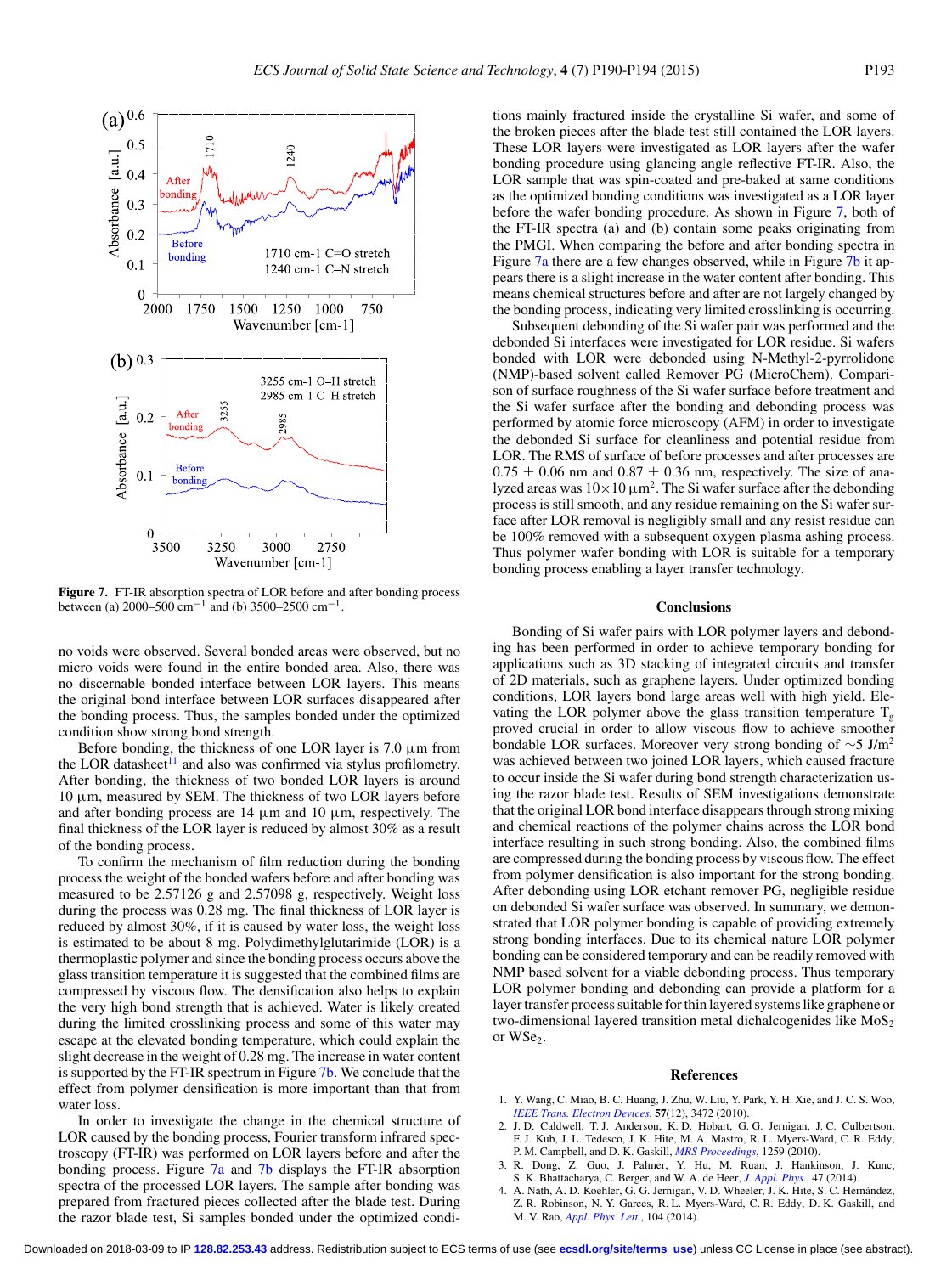**Figure 7.** FT-IR absorption spectra of LOR before and after bonding process between (a) 2000–500 $cm^{-1}$ and (b) 3500–2500 $cm^{-1}$.

no voids were observed. Several bonded areas were observed, but no micro voids were found in the entire bonded area. Also, there was no discernable bonded interface between LOR layers. This means the original bond interface between LOR surfaces disappeared after the bonding process. Thus, the samples bonded under the optimized condition show strong bond strength.

Before bonding, the thickness of one LOR layer is 7.0 µm from the LOR datasheet[11] and also was confirmed via stylus profilometry. After bonding, the thickness of two bonded LOR layers is around 10 µm, measured by SEM. The thickness of two LOR layers before and after bonding process are 14 µm and 10 µm, respectively. The final thickness of the LOR layer is reduced by almost 30% as a result of the bonding process.

To confirm the mechanism of film reduction during the bonding process the weight of the bonded wafers before and after bonding was measured to be 2.57126 g and 2.57098 g, respectively. Weight loss during the process was 0.28 mg. The final thickness of LOR layer is reduced by almost 30%, if it is caused by water loss, the weight loss is estimated to be about 8 mg. Polydimethylglutarimide (LOR) is a thermoplastic polymer and since the bonding process occurs above the glass transition temperature it is suggested that the combined films are compressed by viscous flow. The densification also helps to explain the very high bond strength that is achieved. Water is likely created during the limited crosslinking process and some of this water may escape at the elevated bonding temperature, which could explain the slight decrease in the weight of 0.28 mg. The increase in water content is supported by the FT-IR spectrum in Figure 7b. We conclude that the effect from polymer densification is more important than that from water loss.

In order to investigate the change in the chemical structure of LOR caused by the bonding process, Fourier transform infrared spectroscopy (FT-IR) was performed on LOR layers before and after the bonding process. Figure 7a and 7b displays the FT-IR absorption spectra of the processed LOR layers. The sample after bonding was prepared from fractured pieces collected after the blade test. During the razor blade test, Si samples bonded under the optimized conditions mainly fractured inside the crystalline Si wafer, and some of the broken pieces after the blade test still contained the LOR layers. These LOR layers were investigated as LOR layers after the wafer bonding procedure using glancing angle reflective FT-IR. Also, the LOR sample that was spin-coated and pre-baked at same conditions as the optimized bonding conditions was investigated as a LOR layer before the wafer bonding procedure. As shown in Figure 7, both of the FT-IR spectra (a) and (b) contain some peaks originating from the PMGI. When comparing the before and after bonding spectra in Figure 7a there are a few changes observed, while in Figure 7b it appears there is a slight increase in the water content after bonding. This means chemical structures before and after are not largely changed by the bonding process, indicating very limited crosslinking is occurring.

Subsequent debonding of the Si wafer pair was performed and the debonded Si interfaces were investigated for LOR residue. Si wafers bonded with LOR were debonded using N-Methyl-2-pyrrolidone (NMP)-based solvent called Remover PG (MicroChem). Comparison of surface roughness of the Si wafer surface before treatment and the Si wafer surface after the bonding and debonding process was performed by atomic force microscopy (AFM) in order to investigate the debonded Si surface for cleanliness and potential residue from LOR. The RMS of surface of before processes and after processes are $0.75 \pm 0.06$ nm and $0.87 \pm 0.36$ nm, respectively. The size of analyzed areas was $10 \times 10$ $\mu m^2$. The Si wafer surface after the debonding process is still smooth, and any residue remaining on the Si wafer surface after LOR removal is negligibly small and any resist residue can be 100% removed with a subsequent oxygen plasma ashing process. Thus polymer wafer bonding with LOR is suitable for a temporary bonding process enabling a layer transfer technology.

## Conclusions

Bonding of Si wafer pairs with LOR polymer layers and debonding has been performed in order to achieve temporary bonding for applications such as 3D stacking of integrated circuits and transfer of 2D materials, such as graphene layers. Under optimized bonding conditions, LOR layers bond large areas well with high yield. Elevating the LOR polymer above the glass transition temperature $T_g$ proved crucial in order to allow viscous flow to achieve smoother bondable LOR surfaces. Moreover very strong bonding of $\sim$5 $J/m^2$ was achieved between two joined LOR layers, which caused fracture to occur inside the Si wafer during bond strength characterization using the razor blade test. Results of SEM investigations demonstrate that the original LOR bond interface disappears through strong mixing and chemical reactions of the polymer chains across the LOR bond interface resulting in such strong bonding. Also, the combined films are compressed during the bonding process by viscous flow. The effect from polymer densification is also important for the strong bonding. After debonding using LOR etchant remover PG, negligible residue on debonded Si wafer surface was observed. In summary, we demonstrated that LOR polymer bonding is capable of providing extremely strong bonding interfaces. Due to its chemical nature LOR polymer bonding can be considered temporary and can be readily removed with NMP based solvent for a viable debonding process. Thus temporary LOR polymer bonding and debonding can provide a platform for a layer transfer process suitable for thin layered systems like graphene or two-dimensional layered transition metal dichalcogenides like $MoS_2$ or $WSe_2$.

## References

1. Y. Wang, C. Miao, B. C. Huang, J. Zhu, W. Liu, Y. Park, Y. H. Xie, and J. C. S. Woo, *IEEE Trans. Electron Devices*, **57**(12), 3472 (2010).
2. J. D. Caldwell, T. J. Anderson, K. D. Hobart, G. G. Jernigan, J. C. Culbertson, F. J. Kub, J. L. Tedesco, J. K. Hite, M. A. Mastro, R. L. Myers-Ward, C. R. Eddy, P. M. Campbell, and D. K. Gaskill, *MRS Proceedings*, 1259 (2010).
3. R. Dong, Z. Guo, J. Palmer, Y. Hu, M. Ruan, J. Hankinson, J. Kunc, S. K. Bhattacharya, C. Berger, and W. A. de Heer, *J. Appl. Phys.*, 47 (2014).
4. A. Nath, A. D. Koehler, G. G. Jernigan, V. D. Wheeler, J. K. Hite, S. C. Hernández, Z. R. Robinson, N. Y. Garces, R. L. Myers-Ward, C. R. Eddy, D. K. Gaskill, and M. V. Rao, *Appl. Phys. Lett.*, 104 (2014).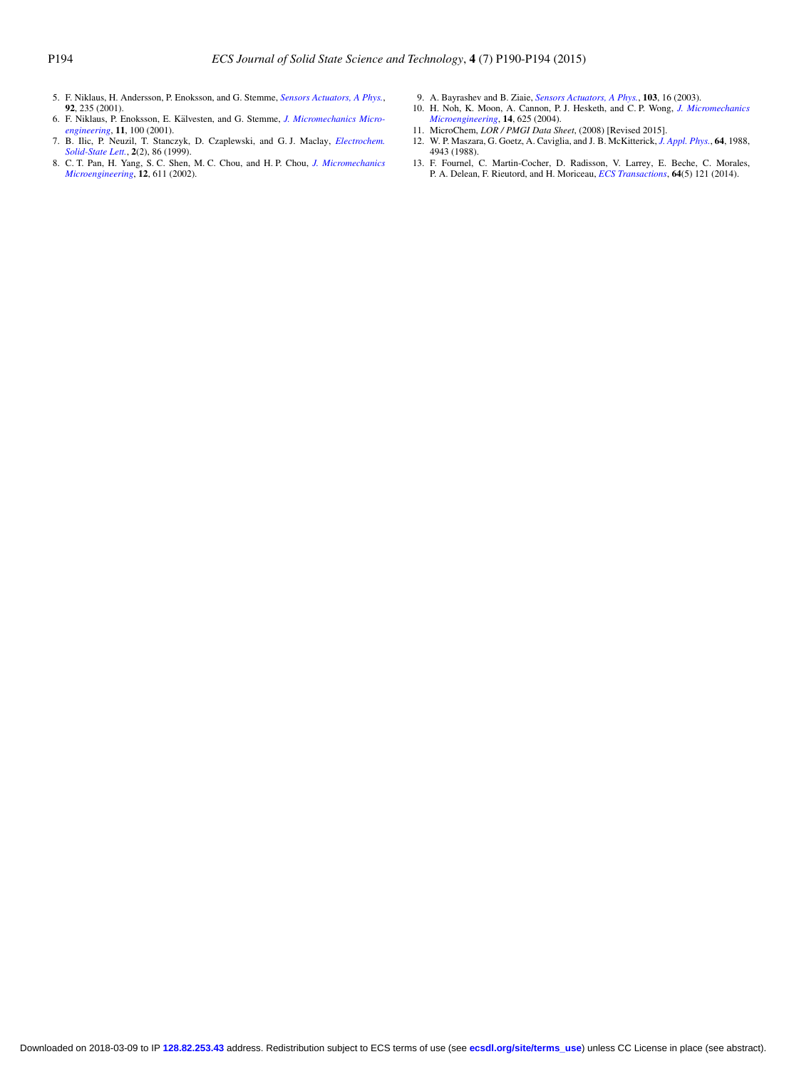5. F. Niklaus, H. Andersson, P. Enoksson, and G. Stemme, *Sensors Actuators, A Phys.*, **92**, 235 (2001).
6. F. Niklaus, P. Enoksson, E. Kälvesten, and G. Stemme, *J. Micromechanics Microengineering*, **11**, 100 (2001).
7. B. Ilic, P. Neuzil, T. Stanczyk, D. Czaplewski, and G. J. Maclay, *Electrochem. Solid-State Lett.*, **2**(2), 86 (1999).
8. C. T. Pan, H. Yang, S. C. Shen, M. C. Chou, and H. P. Chou, *J. Micromechanics Microengineering*, **12**, 611 (2002).
9. A. Bayrashev and B. Ziaie, *Sensors Actuators, A Phys.*, **103**, 16 (2003).
10. H. Noh, K. Moon, A. Cannon, P. J. Hesketh, and C. P. Wong, *J. Micromechanics Microengineering*, **14**, 625 (2004).
11. MicroChem, *LOR / PMGI Data Sheet*, (2008) [Revised 2015].
12. W. P. Maszara, G. Goetz, A. Caviglia, and J. B. McKitterick, *J. Appl. Phys.*, **64**, 1988, 4943 (1988).
13. F. Fournel, C. Martin-Cocher, D. Radisson, V. Larrey, E. Beche, C. Morales, P. A. Delean, F. Rieutord, and H. Moriceau, *ECS Transactions*, **64**(5) 121 (2014).